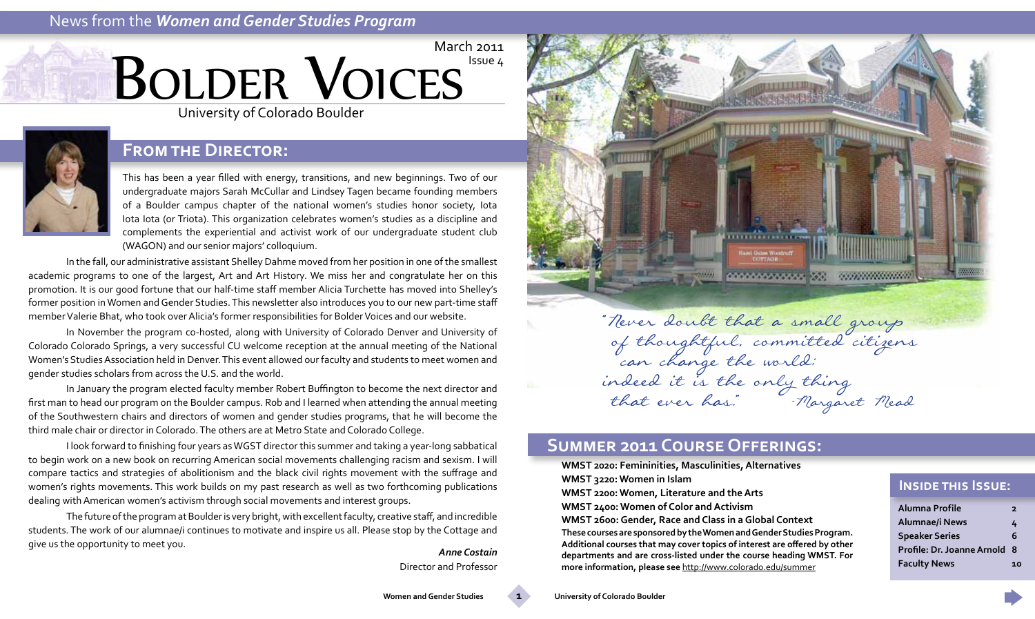News from the *Women and Gender Studies Program*

March 2011
Issue 4

# Bolder Voices

University of Colorado Boulder

## From the Director:

This has been a year filled with energy, transitions, and new beginnings. Two of our undergraduate majors Sarah McCullar and Lindsey Tagen became founding members of a Boulder campus chapter of the national women's studies honor society, Iota Iota Iota (or Triota). This organization celebrates women's studies as a discipline and complements the experiential and activist work of our undergraduate student club (WAGON) and our senior majors' colloquium.

In the fall, our administrative assistant Shelley Dahme moved from her position in one of the smallest academic programs to one of the largest, Art and Art History. We miss her and congratulate her on this promotion. It is our good fortune that our half-time staff member Alicia Turchette has moved into Shelley's former position in Women and Gender Studies. This newsletter also introduces you to our new part-time staff member Valerie Bhat, who took over Alicia's former responsibilities for Bolder Voices and our website.

In November the program co-hosted, along with University of Colorado Denver and University of Colorado Colorado Springs, a very successful CU welcome reception at the annual meeting of the National Women's Studies Association held in Denver. This event allowed our faculty and students to meet women and gender studies scholars from across the U.S. and the world.

In January the program elected faculty member Robert Buffington to become the next director and first man to head our program on the Boulder campus. Rob and I learned when attending the annual meeting of the Southwestern chairs and directors of women and gender studies programs, that he will become the third male chair or director in Colorado. The others are at Metro State and Colorado College.

I look forward to finishing four years as WGST director this summer and taking a year-long sabbatical to begin work on a new book on recurring American social movements challenging racism and sexism. I will compare tactics and strategies of abolitionism and the black civil rights movement with the suffrage and women's rights movements. This work builds on my past research as well as two forthcoming publications dealing with American women's activism through social movements and interest groups.

The future of the program at Boulder is very bright, with excellent faculty, creative staff, and incredible students. The work of our alumnae/i continues to motivate and inspire us all. Please stop by the Cottage and give us the opportunity to meet you.

*Anne Costain*
Director and Professor

"Never doubt that a small group of thoughtful, committed citizens can change the world; indeed it is the only thing that ever has." -Margaret Mead

## Summer 2011 Course Offerings:

**WMST 2020: Femininities, Masculinities, Alternatives**
**WMST 3220: Women in Islam**
**WMST 2200: Women, Literature and the Arts**
**WMST 2400: Women of Color and Activism**
**WMST 2600: Gender, Race and Class in a Global Context**

**These courses are sponsored by the Women and Gender Studies Program. Additional courses that may cover topics of interest are offered by other departments and are cross-listed under the course heading WMST. For more information, please see** http://www.colorado.edu/summer

## Inside this Issue:

| | |
|---|---|
| Alumna Profile | 2 |
| Alumnae/i News | 4 |
| Speaker Series | 6 |
| Profile: Dr. Joanne Arnold | 8 |
| Faculty News | 10 |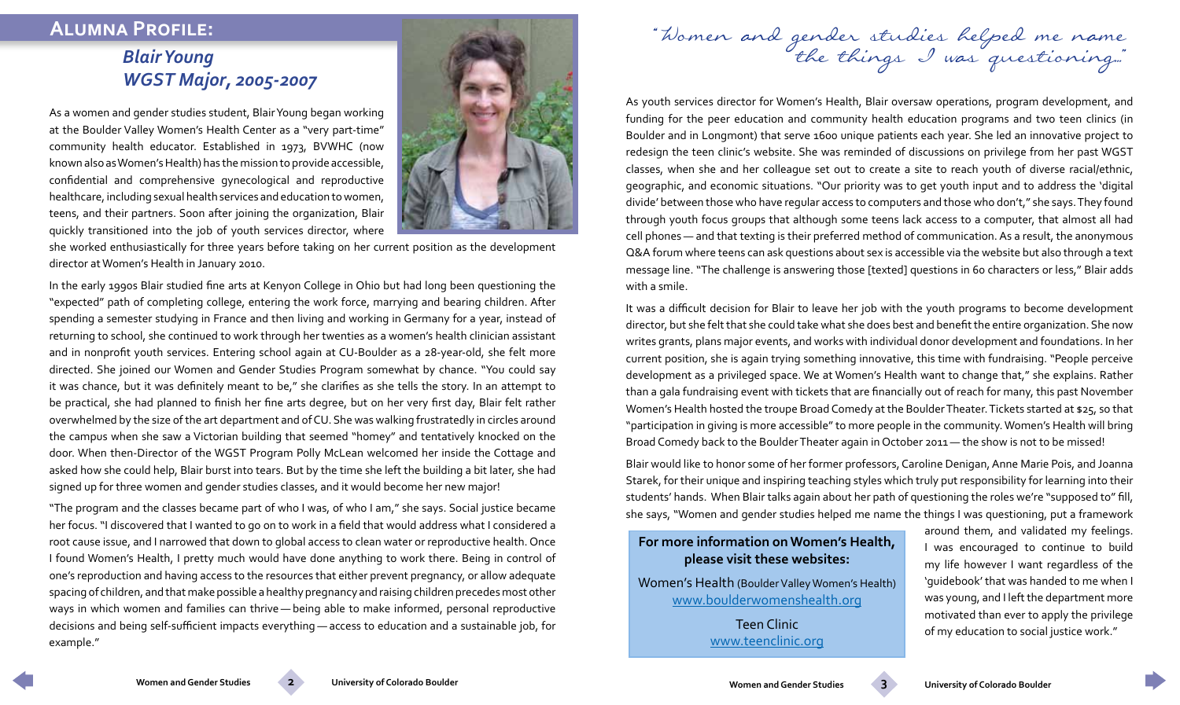# Alumna Profile:

## *Blair Young*
## *WGST Major, 2005-2007*

As a women and gender studies student, Blair Young began working at the Boulder Valley Women's Health Center as a "very part-time" community health educator. Established in 1973, BVWHC (now known also as Women's Health) has the mission to provide accessible, confidential and comprehensive gynecological and reproductive healthcare, including sexual health services and education to women, teens, and their partners. Soon after joining the organization, Blair quickly transitioned into the job of youth services director, where she worked enthusiastically for three years before taking on her current position as the development director at Women's Health in January 2010.

In the early 1990s Blair studied fine arts at Kenyon College in Ohio but had long been questioning the "expected" path of completing college, entering the work force, marrying and bearing children. After spending a semester studying in France and then living and working in Germany for a year, instead of returning to school, she continued to work through her twenties as a women's health clinician assistant and in nonprofit youth services. Entering school again at CU-Boulder as a 28-year-old, she felt more directed. She joined our Women and Gender Studies Program somewhat by chance. "You could say it was chance, but it was definitely meant to be," she clarifies as she tells the story. In an attempt to be practical, she had planned to finish her fine arts degree, but on her very first day, Blair felt rather overwhelmed by the size of the art department and of CU. She was walking frustratedly in circles around the campus when she saw a Victorian building that seemed "homey" and tentatively knocked on the door. When then-Director of the WGST Program Polly McLean welcomed her inside the Cottage and asked how she could help, Blair burst into tears. But by the time she left the building a bit later, she had signed up for three women and gender studies classes, and it would become her new major!

"The program and the classes became part of who I was, of who I am," she says. Social justice became her focus. "I discovered that I wanted to go on to work in a field that would address what I considered a root cause issue, and I narrowed that down to global access to clean water or reproductive health. Once I found Women's Health, I pretty much would have done anything to work there. Being in control of one's reproduction and having access to the resources that either prevent pregnancy, or allow adequate spacing of children, and that make possible a healthy pregnancy and raising children precedes most other ways in which women and families can thrive — being able to make informed, personal reproductive decisions and being self-sufficient impacts everything — access to education and a sustainable job, for example."

*"Women and gender studies helped me name the things I was questioning..."*

As youth services director for Women's Health, Blair oversaw operations, program development, and funding for the peer education and community health education programs and two teen clinics (in Boulder and in Longmont) that serve 1600 unique patients each year. She led an innovative project to redesign the teen clinic's website. She was reminded of discussions on privilege from her past WGST classes, when she and her colleague set out to create a site to reach youth of diverse racial/ethnic, geographic, and economic situations. "Our priority was to get youth input and to address the 'digital divide' between those who have regular access to computers and those who don't," she says. They found through youth focus groups that although some teens lack access to a computer, that almost all had cell phones — and that texting is their preferred method of communication. As a result, the anonymous Q&A forum where teens can ask questions about sex is accessible via the website but also through a text message line. "The challenge is answering those [texted] questions in 60 characters or less," Blair adds with a smile.

It was a difficult decision for Blair to leave her job with the youth programs to become development director, but she felt that she could take what she does best and benefit the entire organization. She now writes grants, plans major events, and works with individual donor development and foundations. In her current position, she is again trying something innovative, this time with fundraising. "People perceive development as a privileged space. We at Women's Health want to change that," she explains. Rather than a gala fundraising event with tickets that are financially out of reach for many, this past November Women's Health hosted the troupe Broad Comedy at the Boulder Theater. Tickets started at $25, so that "participation in giving is more accessible" to more people in the community. Women's Health will bring Broad Comedy back to the Boulder Theater again in October 2011 — the show is not to be missed!

Blair would like to honor some of her former professors, Caroline Denigan, Anne Marie Pois, and Joanna Starek, for their unique and inspiring teaching styles which truly put responsibility for learning into their students' hands. When Blair talks again about her path of questioning the roles we're "supposed to" fill, she says, "Women and gender studies helped me name the things I was questioning, put a framework around them, and validated my feelings. I was encouraged to continue to build my life however I want regardless of the 'guidebook' that was handed to me when I was young, and I left the department more motivated than ever to apply the privilege of my education to social justice work."

**For more information on Women's Health, please visit these websites:**

Women's Health (Boulder Valley Women's Health)
www.boulderwomenshealth.org

Teen Clinic
www.teenclinic.org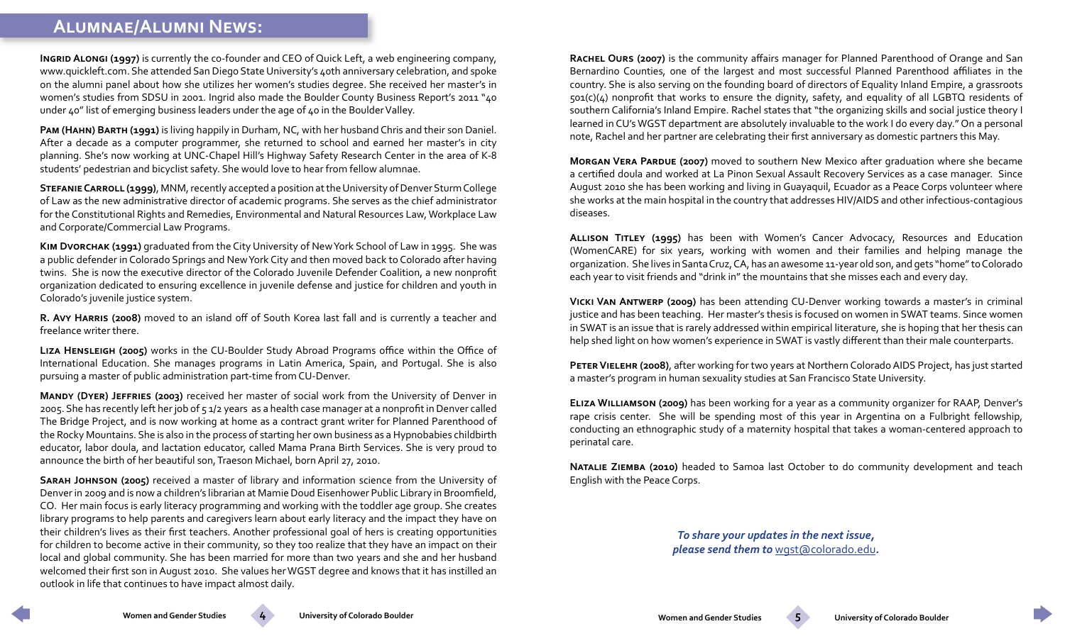# Alumnae/Alumni News:

**Ingrid Alongi (1997)** is currently the co-founder and CEO of Quick Left, a web engineering company, www.quickleft.com. She attended San Diego State University's 40th anniversary celebration, and spoke on the alumni panel about how she utilizes her women's studies degree. She received her master's in women's studies from SDSU in 2001. Ingrid also made the Boulder County Business Report's 2011 "40 under 40" list of emerging business leaders under the age of 40 in the Boulder Valley.

**Pam (Hahn) Barth (1991)** is living happily in Durham, NC, with her husband Chris and their son Daniel. After a decade as a computer programmer, she returned to school and earned her master's in city planning. She's now working at UNC-Chapel Hill's Highway Safety Research Center in the area of K-8 students' pedestrian and bicyclist safety. She would love to hear from fellow alumnae.

**Stefanie Carroll (1999)**, MNM, recently accepted a position at the University of Denver Sturm College of Law as the new administrative director of academic programs. She serves as the chief administrator for the Constitutional Rights and Remedies, Environmental and Natural Resources Law, Workplace Law and Corporate/Commercial Law Programs.

**Kim Dvorchak (1991)** graduated from the City University of New York School of Law in 1995. She was a public defender in Colorado Springs and New York City and then moved back to Colorado after having twins. She is now the executive director of the Colorado Juvenile Defender Coalition, a new nonprofit organization dedicated to ensuring excellence in juvenile defense and justice for children and youth in Colorado's juvenile justice system.

**R. Avy Harris (2008)** moved to an island off of South Korea last fall and is currently a teacher and freelance writer there.

**Liza Hensleigh (2005)** works in the CU-Boulder Study Abroad Programs office within the Office of International Education. She manages programs in Latin America, Spain, and Portugal. She is also pursuing a master of public administration part-time from CU-Denver.

**Mandy (Dyer) Jeffries (2003)** received her master of social work from the University of Denver in 2005. She has recently left her job of 5 1/2 years as a health case manager at a nonprofit in Denver called The Bridge Project, and is now working at home as a contract grant writer for Planned Parenthood of the Rocky Mountains. She is also in the process of starting her own business as a Hypnobabies childbirth educator, labor doula, and lactation educator, called Mama Prana Birth Services. She is very proud to announce the birth of her beautiful son, Traeson Michael, born April 27, 2010.

**Sarah Johnson (2005)** received a master of library and information science from the University of Denver in 2009 and is now a children's librarian at Mamie Doud Eisenhower Public Library in Broomfield, CO. Her main focus is early literacy programming and working with the toddler age group. She creates library programs to help parents and caregivers learn about early literacy and the impact they have on their children's lives as their first teachers. Another professional goal of hers is creating opportunities for children to become active in their community, so they too realize that they have an impact on their local and global community. She has been married for more than two years and she and her husband welcomed their first son in August 2010. She values her WGST degree and knows that it has instilled an outlook in life that continues to have impact almost daily.

**Rachel Ours (2007)** is the community affairs manager for Planned Parenthood of Orange and San Bernardino Counties, one of the largest and most successful Planned Parenthood affiliates in the country. She is also serving on the founding board of directors of Equality Inland Empire, a grassroots 501(c)(4) nonprofit that works to ensure the dignity, safety, and equality of all LGBTQ residents of southern California's Inland Empire. Rachel states that "the organizing skills and social justice theory I learned in CU's WGST department are absolutely invaluable to the work I do every day." On a personal note, Rachel and her partner are celebrating their first anniversary as domestic partners this May.

**Morgan Vera Pardue (2007)** moved to southern New Mexico after graduation where she became a certified doula and worked at La Pinon Sexual Assault Recovery Services as a case manager. Since August 2010 she has been working and living in Guayaquil, Ecuador as a Peace Corps volunteer where she works at the main hospital in the country that addresses HIV/AIDS and other infectious-contagious diseases.

**Allison Titley (1995)** has been with Women's Cancer Advocacy, Resources and Education (WomenCARE) for six years, working with women and their families and helping manage the organization. She lives in Santa Cruz, CA, has an awesome 11-year old son, and gets "home" to Colorado each year to visit friends and "drink in" the mountains that she misses each and every day.

**Vicki Van Antwerp (2009)** has been attending CU-Denver working towards a master's in criminal justice and has been teaching. Her master's thesis is focused on women in SWAT teams. Since women in SWAT is an issue that is rarely addressed within empirical literature, she is hoping that her thesis can help shed light on how women's experience in SWAT is vastly different than their male counterparts.

**Peter Vielehr (2008)**, after working for two years at Northern Colorado AIDS Project, has just started a master's program in human sexuality studies at San Francisco State University.

**Eliza Williamson (2009)** has been working for a year as a community organizer for RAAP, Denver's rape crisis center. She will be spending most of this year in Argentina on a Fulbright fellowship, conducting an ethnographic study of a maternity hospital that takes a woman-centered approach to perinatal care.

**Natalie Ziemba (2010)** headed to Samoa last October to do community development and teach English with the Peace Corps.

***To share your updates in the next issue, please send them to wgst@colorado.edu.***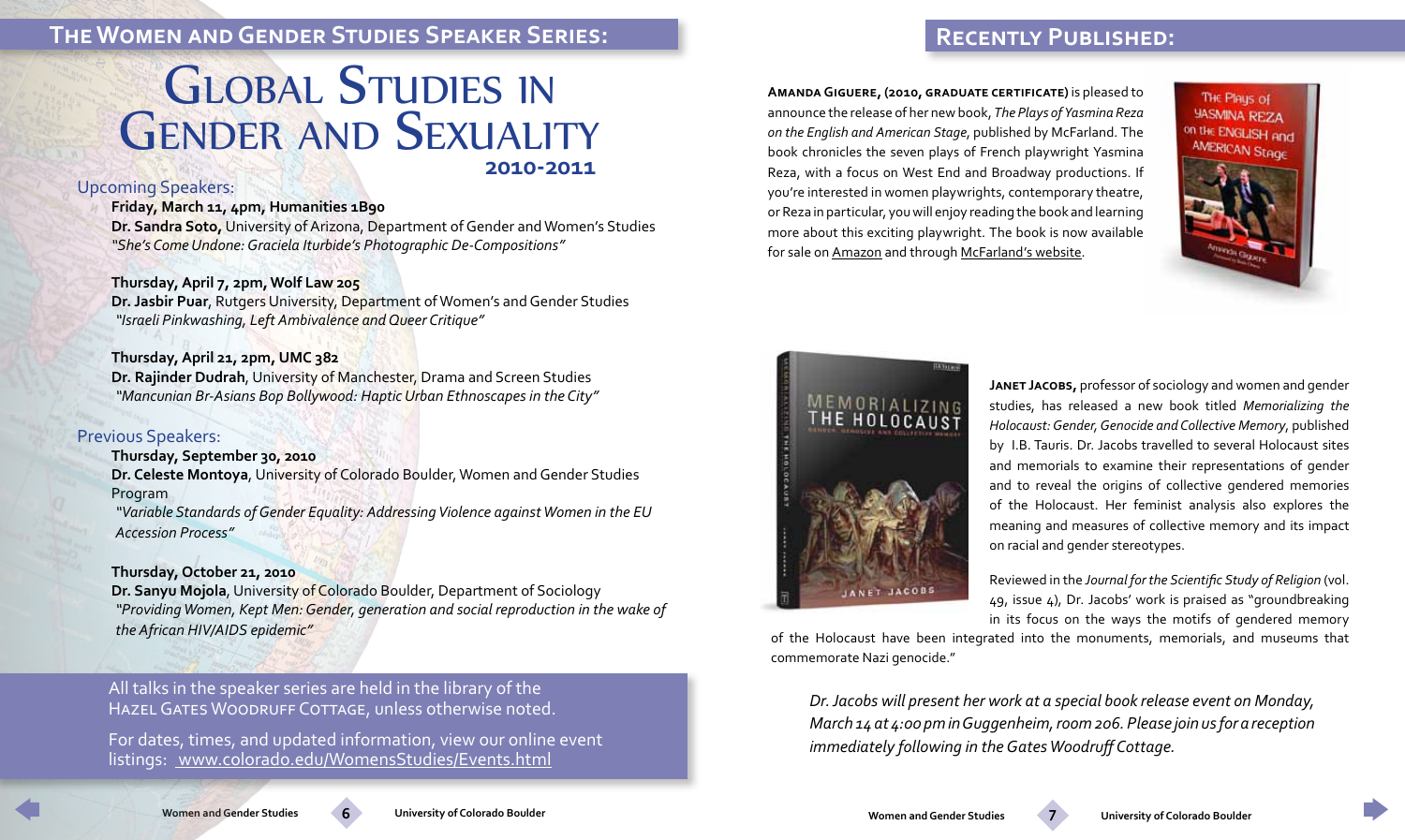## The Women and Gender Studies Speaker Series:

# Global Studies in Gender and Sexuality

**2010-2011**

### Upcoming Speakers:

**Friday, March 11, 4pm, Humanities 1B90**
**Dr. Sandra Soto,** University of Arizona, Department of Gender and Women's Studies
*"She's Come Undone: Graciela Iturbide's Photographic De-Compositions"*

**Thursday, April 7, 2pm, Wolf Law 205**
**Dr. Jasbir Puar**, Rutgers University, Department of Women's and Gender Studies
*"Israeli Pinkwashing, Left Ambivalence and Queer Critique"*

**Thursday, April 21, 2pm, UMC 382**
**Dr. Rajinder Dudrah**, University of Manchester, Drama and Screen Studies
*"Mancunian Br-Asians Bop Bollywood: Haptic Urban Ethnoscapes in the City"*

### Previous Speakers:

**Thursday, September 30, 2010**
**Dr. Celeste Montoya**, University of Colorado Boulder, Women and Gender Studies Program
*"Variable Standards of Gender Equality: Addressing Violence against Women in the EU Accession Process"*

**Thursday, October 21, 2010**
**Dr. Sanyu Mojola**, University of Colorado Boulder, Department of Sociology
*"Providing Women, Kept Men: Gender, generation and social reproduction in the wake of the African HIV/AIDS epidemic"*

All talks in the speaker series are held in the library of the Hazel Gates Woodruff Cottage, unless otherwise noted.

For dates, times, and updated information, view our online event listings: www.colorado.edu/WomensStudies/Events.html

## Recently Published:

**Amanda Giguere, (2010, graduate certificate)** is pleased to announce the release of her new book, *The Plays of Yasmina Reza on the English and American Stage*, published by McFarland. The book chronicles the seven plays of French playwright Yasmina Reza, with a focus on West End and Broadway productions. If you're interested in women playwrights, contemporary theatre, or Reza in particular, you will enjoy reading the book and learning more about this exciting playwright. The book is now available for sale on Amazon and through McFarland's website.

**Janet Jacobs,** professor of sociology and women and gender studies, has released a new book titled *Memorializing the Holocaust: Gender, Genocide and Collective Memory*, published by I.B. Tauris. Dr. Jacobs travelled to several Holocaust sites and memorials to examine their representations of gender and to reveal the origins of collective gendered memories of the Holocaust. Her feminist analysis also explores the meaning and measures of collective memory and its impact on racial and gender stereotypes.

Reviewed in the *Journal for the Scientific Study of Religion* (vol. 49, issue 4), Dr. Jacobs' work is praised as "groundbreaking in its focus on the ways the motifs of gendered memory of the Holocaust have been integrated into the monuments, memorials, and museums that commemorate Nazi genocide."

*Dr. Jacobs will present her work at a special book release event on Monday, March 14 at 4:00 pm in Guggenheim, room 206. Please join us for a reception immediately following in the Gates Woodruff Cottage.*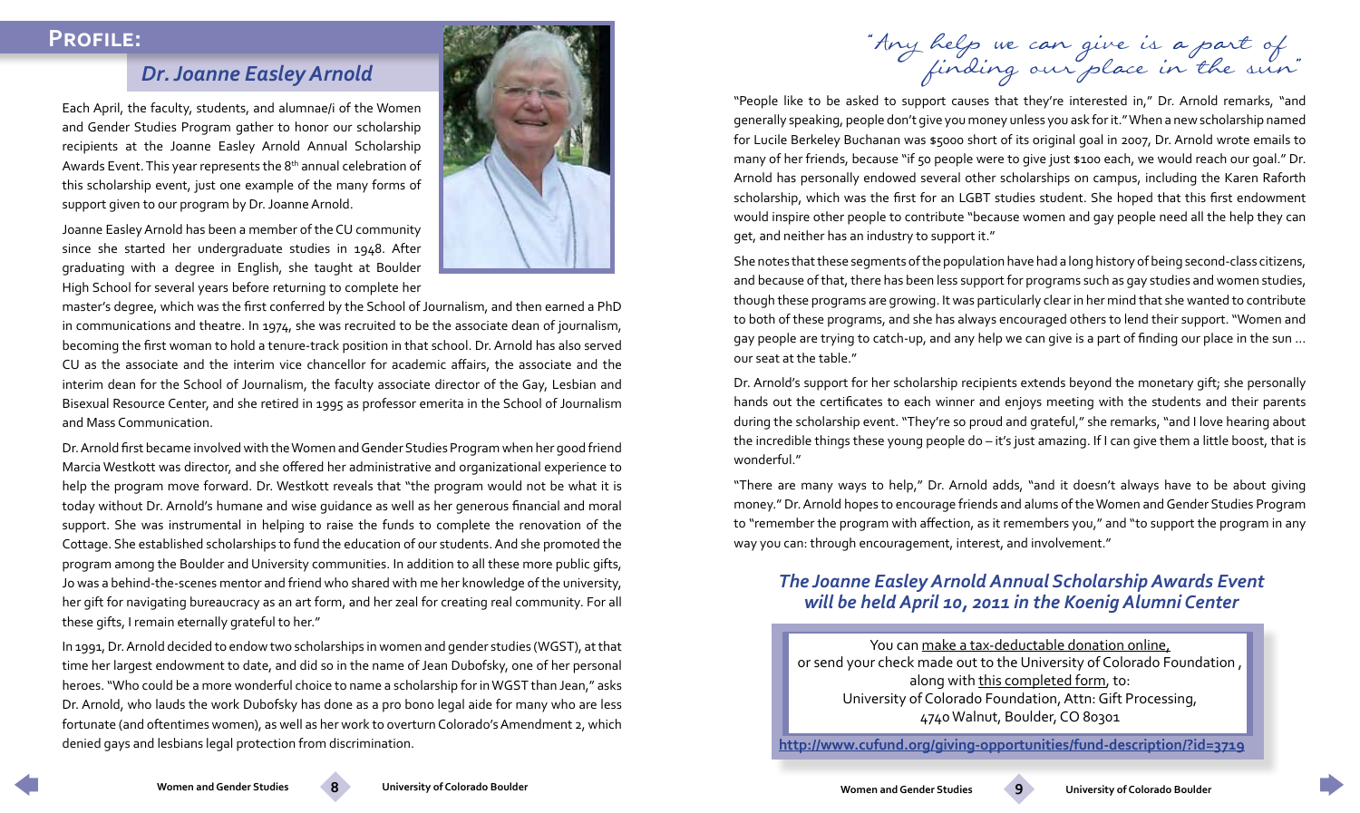## Profile:

### *Dr. Joanne Easley Arnold*

Each April, the faculty, students, and alumnae/i of the Women and Gender Studies Program gather to honor our scholarship recipients at the Joanne Easley Arnold Annual Scholarship Awards Event. This year represents the 8th annual celebration of this scholarship event, just one example of the many forms of support given to our program by Dr. Joanne Arnold.

Joanne Easley Arnold has been a member of the CU community since she started her undergraduate studies in 1948. After graduating with a degree in English, she taught at Boulder High School for several years before returning to complete her master's degree, which was the first conferred by the School of Journalism, and then earned a PhD in communications and theatre. In 1974, she was recruited to be the associate dean of journalism, becoming the first woman to hold a tenure-track position in that school. Dr. Arnold has also served CU as the associate and the interim vice chancellor for academic affairs, the associate and the interim dean for the School of Journalism, the faculty associate director of the Gay, Lesbian and Bisexual Resource Center, and she retired in 1995 as professor emerita in the School of Journalism and Mass Communication.

Dr. Arnold first became involved with the Women and Gender Studies Program when her good friend Marcia Westkott was director, and she offered her administrative and organizational experience to help the program move forward. Dr. Westkott reveals that "the program would not be what it is today without Dr. Arnold's humane and wise guidance as well as her generous financial and moral support. She was instrumental in helping to raise the funds to complete the renovation of the Cottage. She established scholarships to fund the education of our students. And she promoted the program among the Boulder and University communities. In addition to all these more public gifts, Jo was a behind-the-scenes mentor and friend who shared with me her knowledge of the university, her gift for navigating bureaucracy as an art form, and her zeal for creating real community. For all these gifts, I remain eternally grateful to her."

In 1991, Dr. Arnold decided to endow two scholarships in women and gender studies (WGST), at that time her largest endowment to date, and did so in the name of Jean Dubofsky, one of her personal heroes. "Who could be a more wonderful choice to name a scholarship for in WGST than Jean," asks Dr. Arnold, who lauds the work Dubofsky has done as a pro bono legal aide for many who are less fortunate (and oftentimes women), as well as her work to overturn Colorado's Amendment 2, which denied gays and lesbians legal protection from discrimination.

*"Any help we can give is a part of finding our place in the sun"*

"People like to be asked to support causes that they're interested in," Dr. Arnold remarks, "and generally speaking, people don't give you money unless you ask for it." When a new scholarship named for Lucile Berkeley Buchanan was $5000 short of its original goal in 2007, Dr. Arnold wrote emails to many of her friends, because "if 50 people were to give just $100 each, we would reach our goal." Dr. Arnold has personally endowed several other scholarships on campus, including the Karen Raforth scholarship, which was the first for an LGBT studies student. She hoped that this first endowment would inspire other people to contribute "because women and gay people need all the help they can get, and neither has an industry to support it."

She notes that these segments of the population have had a long history of being second-class citizens, and because of that, there has been less support for programs such as gay studies and women studies, though these programs are growing. It was particularly clear in her mind that she wanted to contribute to both of these programs, and she has always encouraged others to lend their support. "Women and gay people are trying to catch-up, and any help we can give is a part of finding our place in the sun ... our seat at the table."

Dr. Arnold's support for her scholarship recipients extends beyond the monetary gift; she personally hands out the certificates to each winner and enjoys meeting with the students and their parents during the scholarship event. "They're so proud and grateful," she remarks, "and I love hearing about the incredible things these young people do – it's just amazing. If I can give them a little boost, that is wonderful."

"There are many ways to help," Dr. Arnold adds, "and it doesn't always have to be about giving money." Dr. Arnold hopes to encourage friends and alums of the Women and Gender Studies Program to "remember the program with affection, as it remembers you," and "to support the program in any way you can: through encouragement, interest, and involvement."

### *The Joanne Easley Arnold Annual Scholarship Awards Event will be held April 10, 2011 in the Koenig Alumni Center*

You can make a tax-deductable donation online, or send your check made out to the University of Colorado Foundation, along with this completed form, to:
University of Colorado Foundation, Attn: Gift Processing,
4740 Walnut, Boulder, CO 80301

**http://www.cufund.org/giving-opportunities/fund-description/?id=3719**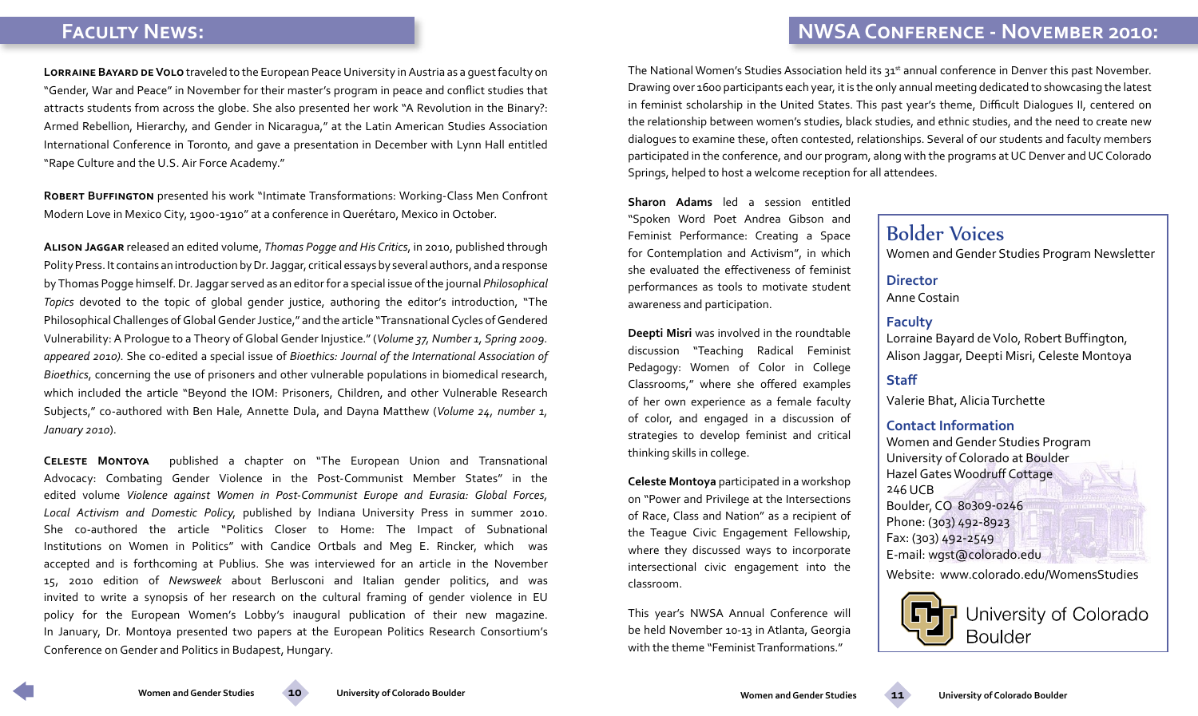## Faculty News:

**Lorraine Bayard de Volo** traveled to the European Peace University in Austria as a guest faculty on "Gender, War and Peace" in November for their master's program in peace and conflict studies that attracts students from across the globe. She also presented her work "A Revolution in the Binary?: Armed Rebellion, Hierarchy, and Gender in Nicaragua," at the Latin American Studies Association International Conference in Toronto, and gave a presentation in December with Lynn Hall entitled "Rape Culture and the U.S. Air Force Academy."

**Robert Buffington** presented his work "Intimate Transformations: Working-Class Men Confront Modern Love in Mexico City, 1900-1910" at a conference in Querétaro, Mexico in October.

**Alison Jaggar** released an edited volume, *Thomas Pogge and His Critics*, in 2010, published through Polity Press. It contains an introduction by Dr. Jaggar, critical essays by several authors, and a response by Thomas Pogge himself. Dr. Jaggar served as an editor for a special issue of the journal *Philosophical Topics* devoted to the topic of global gender justice, authoring the editor's introduction, "The Philosophical Challenges of Global Gender Justice," and the article "Transnational Cycles of Gendered Vulnerability: A Prologue to a Theory of Global Gender Injustice." (*Volume 37, Number 1, Spring 2009. appeared 2010).* She co-edited a special issue of *Bioethics: Journal of the International Association of Bioethics*, concerning the use of prisoners and other vulnerable populations in biomedical research, which included the article "Beyond the IOM: Prisoners, Children, and other Vulnerable Research Subjects," co-authored with Ben Hale, Annette Dula, and Dayna Matthew (*Volume 24, number 1, January 2010*).

**Celeste Montoya** published a chapter on "The European Union and Transnational Advocacy: Combating Gender Violence in the Post-Communist Member States" in the edited volume *Violence against Women in Post-Communist Europe and Eurasia: Global Forces, Local Activism and Domestic Policy*, published by Indiana University Press in summer 2010. She co-authored the article "Politics Closer to Home: The Impact of Subnational Institutions on Women in Politics" with Candice Ortbals and Meg E. Rincker, which was accepted and is forthcoming at Publius. She was interviewed for an article in the November 15, 2010 edition of *Newsweek* about Berlusconi and Italian gender politics, and was invited to write a synopsis of her research on the cultural framing of gender violence in EU policy for the European Women's Lobby's inaugural publication of their new magazine. In January, Dr. Montoya presented two papers at the European Politics Research Consortium's Conference on Gender and Politics in Budapest, Hungary.

## NWSA Conference - November 2010:

The National Women's Studies Association held its 31st annual conference in Denver this past November. Drawing over 1600 participants each year, it is the only annual meeting dedicated to showcasing the latest in feminist scholarship in the United States. This past year's theme, Difficult Dialogues II, centered on the relationship between women's studies, black studies, and ethnic studies, and the need to create new dialogues to examine these, often contested, relationships. Several of our students and faculty members participated in the conference, and our program, along with the programs at UC Denver and UC Colorado Springs, helped to host a welcome reception for all attendees.

**Sharon Adams** led a session entitled "Spoken Word Poet Andrea Gibson and Feminist Performance: Creating a Space for Contemplation and Activism", in which she evaluated the effectiveness of feminist performances as tools to motivate student awareness and participation.

**Deepti Misri** was involved in the roundtable discussion "Teaching Radical Feminist Pedagogy: Women of Color in College Classrooms," where she offered examples of her own experience as a female faculty of color, and engaged in a discussion of strategies to develop feminist and critical thinking skills in college.

**Celeste Montoya** participated in a workshop on "Power and Privilege at the Intersections of Race, Class and Nation" as a recipient of the Teague Civic Engagement Fellowship, where they discussed ways to incorporate intersectional civic engagement into the classroom.

This year's NWSA Annual Conference will be held November 10-13 in Atlanta, Georgia with the theme "Feminist Tranformations."

## Bolder Voices

Women and Gender Studies Program Newsletter

**Director**
Anne Costain

**Faculty**
Lorraine Bayard de Volo, Robert Buffington, Alison Jaggar, Deepti Misri, Celeste Montoya

**Staff**
Valerie Bhat, Alicia Turchette

**Contact Information**
Women and Gender Studies Program
University of Colorado at Boulder
Hazel Gates Woodruff Cottage
246 UCB
Boulder, CO 80309-0246
Phone: (303) 492-8923
Fax: (303) 492-2549
E-mail: wgst@colorado.edu

Website: www.colorado.edu/WomensStudies

University of Colorado Boulder